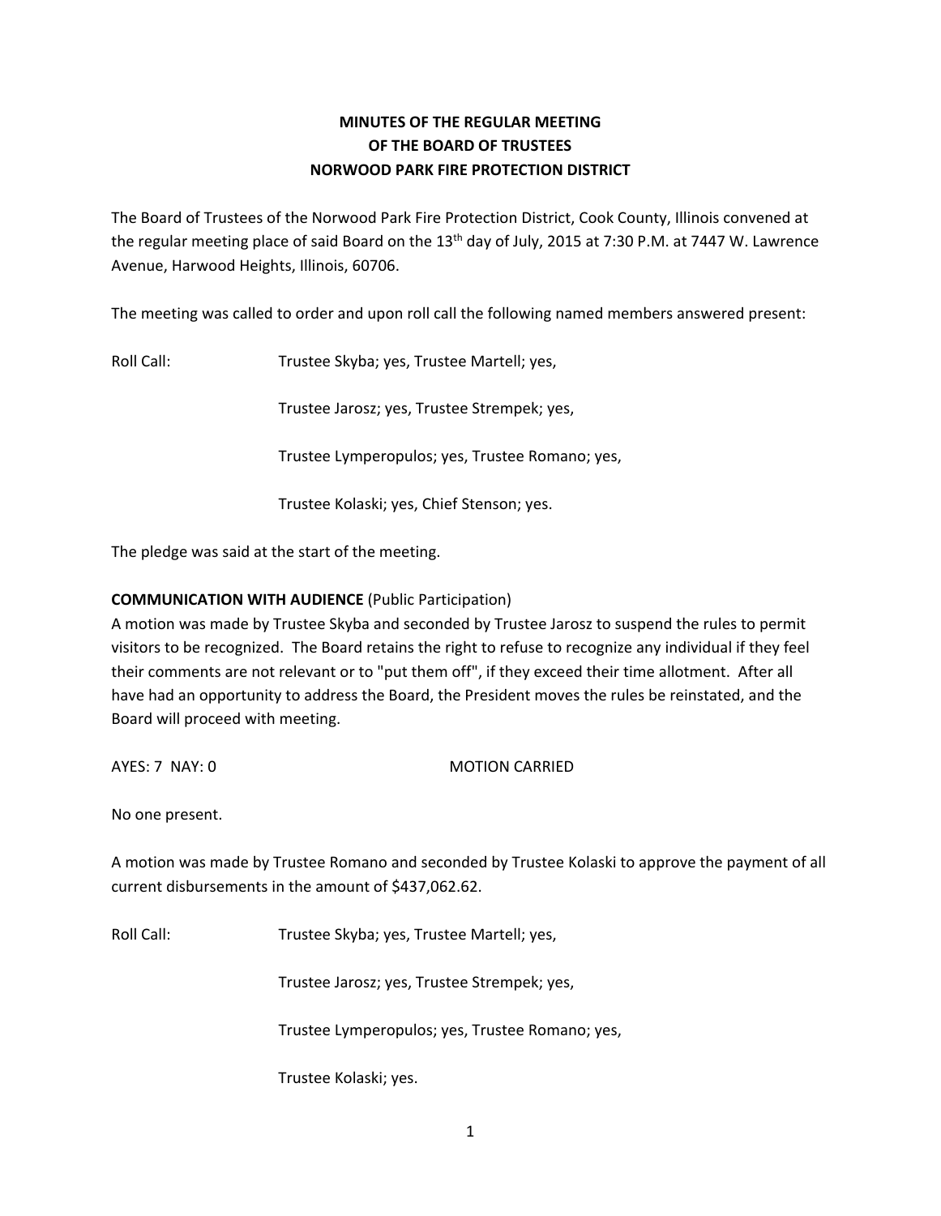# MINUTES OF THE REGULAR MEETING
# OF THE BOARD OF TRUSTEES
# NORWOOD PARK FIRE PROTECTION DISTRICT

The Board of Trustees of the Norwood Park Fire Protection District, Cook County, Illinois convened at the regular meeting place of said Board on the 13th day of July, 2015 at 7:30 P.M. at 7447 W. Lawrence Avenue, Harwood Heights, Illinois, 60706.

The meeting was called to order and upon roll call the following named members answered present:

Roll Call: Trustee Skyba; yes, Trustee Martell; yes,

Trustee Jarosz; yes, Trustee Strempek; yes,

Trustee Lymperopulos; yes, Trustee Romano; yes,

Trustee Kolaski; yes, Chief Stenson; yes.

The pledge was said at the start of the meeting.

**COMMUNICATION WITH AUDIENCE** (Public Participation)
A motion was made by Trustee Skyba and seconded by Trustee Jarosz to suspend the rules to permit visitors to be recognized. The Board retains the right to refuse to recognize any individual if they feel their comments are not relevant or to "put them off", if they exceed their time allotment. After all have had an opportunity to address the Board, the President moves the rules be reinstated, and the Board will proceed with meeting.

AYES: 7 NAY: 0 MOTION CARRIED

No one present.

A motion was made by Trustee Romano and seconded by Trustee Kolaski to approve the payment of all current disbursements in the amount of $437,062.62.

Roll Call: Trustee Skyba; yes, Trustee Martell; yes,

Trustee Jarosz; yes, Trustee Strempek; yes,

Trustee Lymperopulos; yes, Trustee Romano; yes,

Trustee Kolaski; yes.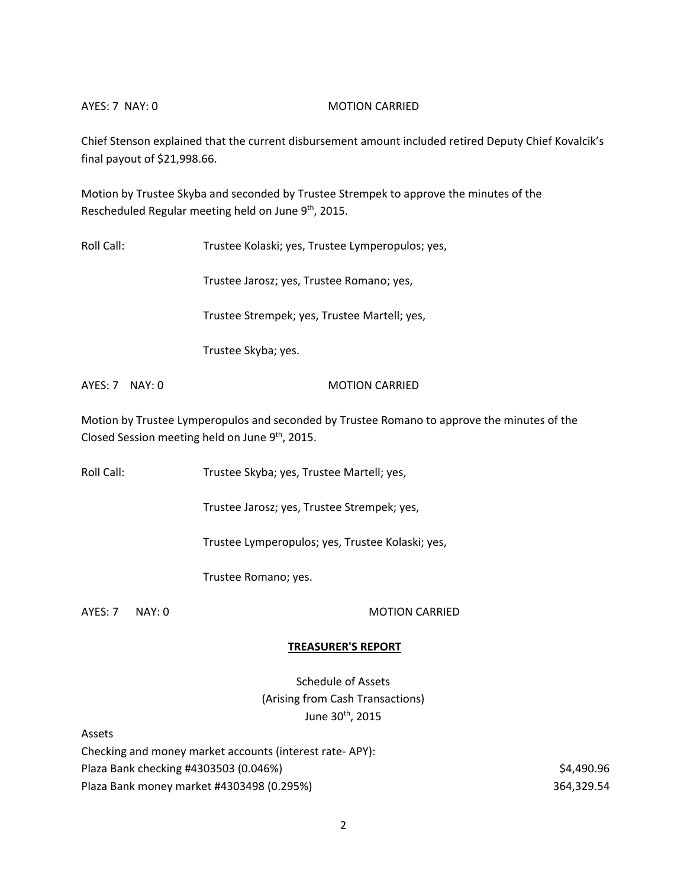AYES: 7 NAY: 0 MOTION CARRIED

Chief Stenson explained that the current disbursement amount included retired Deputy Chief Kovalcik's final payout of $21,998.66.

Motion by Trustee Skyba and seconded by Trustee Strempek to approve the minutes of the Rescheduled Regular meeting held on June 9th, 2015.

Roll Call: Trustee Kolaski; yes, Trustee Lymperopulos; yes,

Trustee Jarosz; yes, Trustee Romano; yes,

Trustee Strempek; yes, Trustee Martell; yes,

Trustee Skyba; yes.

AYES: 7 NAY: 0 MOTION CARRIED

Motion by Trustee Lymperopulos and seconded by Trustee Romano to approve the minutes of the Closed Session meeting held on June 9th, 2015.

Roll Call: Trustee Skyba; yes, Trustee Martell; yes,

Trustee Jarosz; yes, Trustee Strempek; yes,

Trustee Lymperopulos; yes, Trustee Kolaski; yes,

Trustee Romano; yes.

AYES: 7 NAY: 0 MOTION CARRIED

## TREASURER'S REPORT

Schedule of Assets
(Arising from Cash Transactions)
June 30th, 2015

Assets

Checking and money market accounts (interest rate- APY):

| | |
|---|---|
| Plaza Bank checking #4303503 (0.046%) | $4,490.96 |
| Plaza Bank money market #4303498 (0.295%) | 364,329.54 |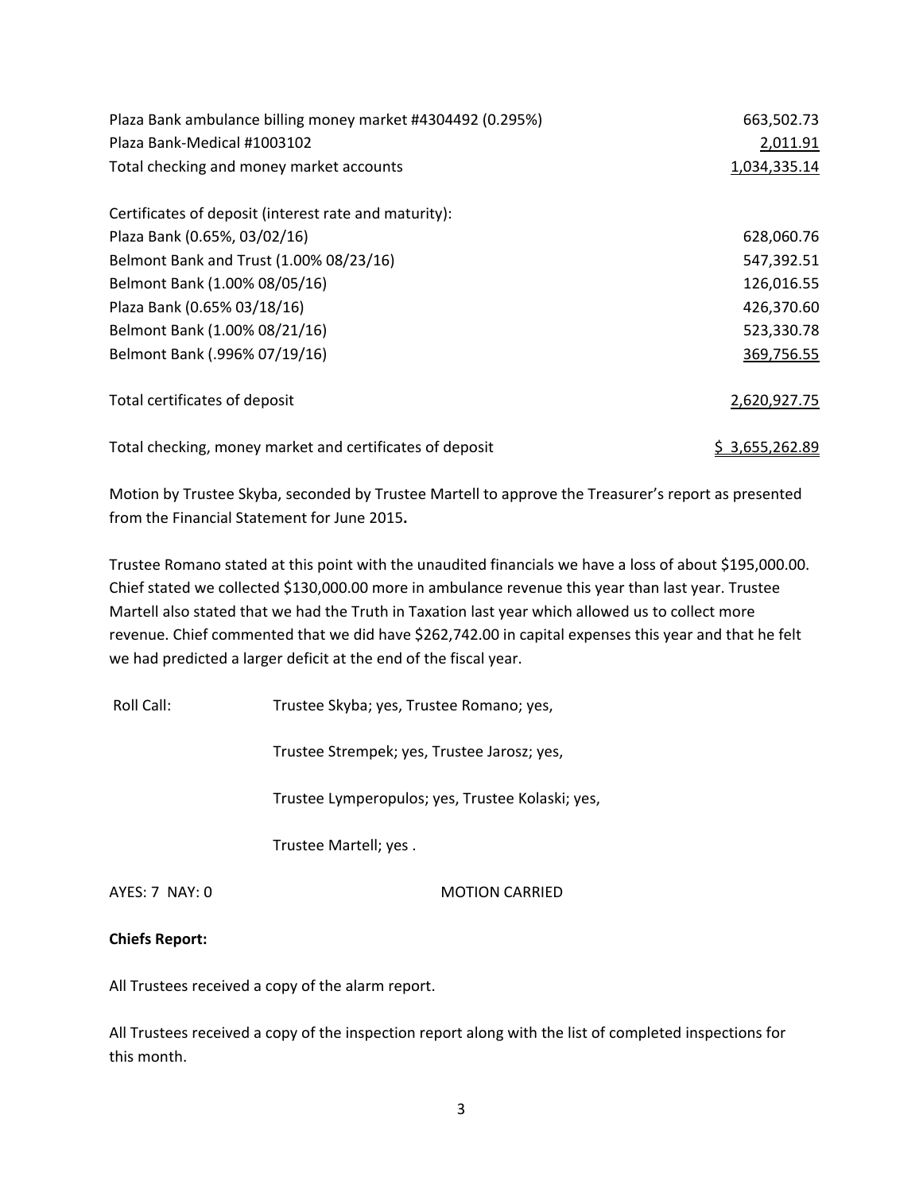| | |
|---|---|
| Plaza Bank ambulance billing money market #4304492 (0.295%) | 663,502.73 |
| Plaza Bank-Medical #1003102 | 2,011.91 |
| Total checking and money market accounts | 1,034,335.14 |
| | |
| Certificates of deposit (interest rate and maturity): | |
| Plaza Bank (0.65%, 03/02/16) | 628,060.76 |
| Belmont Bank and Trust (1.00% 08/23/16) | 547,392.51 |
| Belmont Bank (1.00% 08/05/16) | 126,016.55 |
| Plaza Bank (0.65% 03/18/16) | 426,370.60 |
| Belmont Bank (1.00% 08/21/16) | 523,330.78 |
| Belmont Bank (.996% 07/19/16) | 369,756.55 |
| | |
| Total certificates of deposit | 2,620,927.75 |
| | |
| Total checking, money market and certificates of deposit | $ 3,655,262.89 |

Motion by Trustee Skyba, seconded by Trustee Martell to approve the Treasurer's report as presented from the Financial Statement for June 2015**.**

Trustee Romano stated at this point with the unaudited financials we have a loss of about $195,000.00. Chief stated we collected $130,000.00 more in ambulance revenue this year than last year. Trustee Martell also stated that we had the Truth in Taxation last year which allowed us to collect more revenue. Chief commented that we did have $262,742.00 in capital expenses this year and that he felt we had predicted a larger deficit at the end of the fiscal year.

Roll Call: Trustee Skyba; yes, Trustee Romano; yes,

Trustee Strempek; yes, Trustee Jarosz; yes,

Trustee Lymperopulos; yes, Trustee Kolaski; yes,

Trustee Martell; yes .

AYES: 7 NAY: 0 MOTION CARRIED

**Chiefs Report:**

All Trustees received a copy of the alarm report.

All Trustees received a copy of the inspection report along with the list of completed inspections for this month.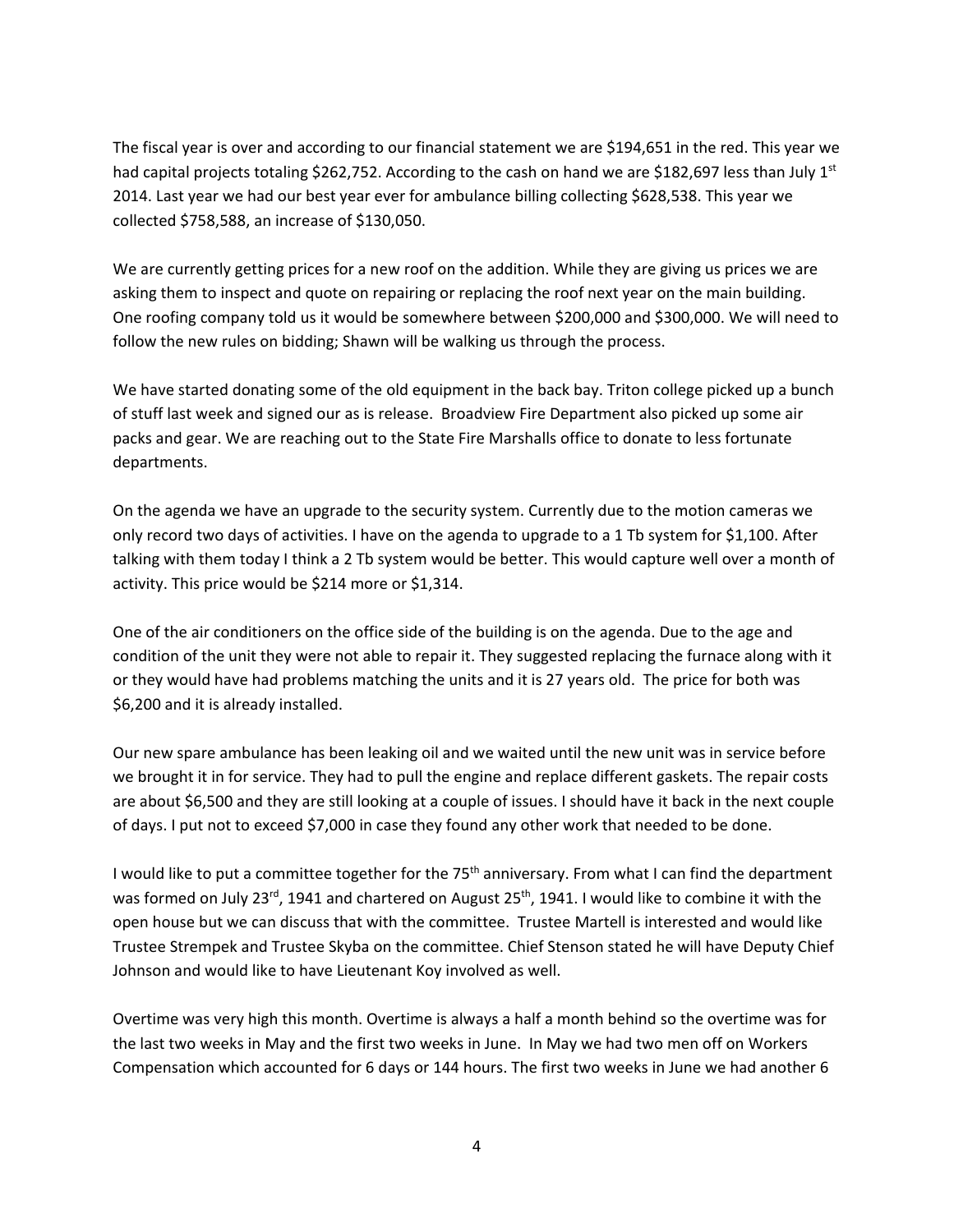The fiscal year is over and according to our financial statement we are $194,651 in the red. This year we had capital projects totaling $262,752. According to the cash on hand we are $182,697 less than July 1st 2014. Last year we had our best year ever for ambulance billing collecting $628,538. This year we collected $758,588, an increase of $130,050.

We are currently getting prices for a new roof on the addition. While they are giving us prices we are asking them to inspect and quote on repairing or replacing the roof next year on the main building. One roofing company told us it would be somewhere between $200,000 and $300,000. We will need to follow the new rules on bidding; Shawn will be walking us through the process.

We have started donating some of the old equipment in the back bay. Triton college picked up a bunch of stuff last week and signed our as is release. Broadview Fire Department also picked up some air packs and gear. We are reaching out to the State Fire Marshalls office to donate to less fortunate departments.

On the agenda we have an upgrade to the security system. Currently due to the motion cameras we only record two days of activities. I have on the agenda to upgrade to a 1 Tb system for $1,100. After talking with them today I think a 2 Tb system would be better. This would capture well over a month of activity. This price would be $214 more or $1,314.

One of the air conditioners on the office side of the building is on the agenda. Due to the age and condition of the unit they were not able to repair it. They suggested replacing the furnace along with it or they would have had problems matching the units and it is 27 years old. The price for both was $6,200 and it is already installed.

Our new spare ambulance has been leaking oil and we waited until the new unit was in service before we brought it in for service. They had to pull the engine and replace different gaskets. The repair costs are about $6,500 and they are still looking at a couple of issues. I should have it back in the next couple of days. I put not to exceed $7,000 in case they found any other work that needed to be done.

I would like to put a committee together for the 75th anniversary. From what I can find the department was formed on July 23rd, 1941 and chartered on August 25th, 1941. I would like to combine it with the open house but we can discuss that with the committee. Trustee Martell is interested and would like Trustee Strempek and Trustee Skyba on the committee. Chief Stenson stated he will have Deputy Chief Johnson and would like to have Lieutenant Koy involved as well.

Overtime was very high this month. Overtime is always a half a month behind so the overtime was for the last two weeks in May and the first two weeks in June. In May we had two men off on Workers Compensation which accounted for 6 days or 144 hours. The first two weeks in June we had another 6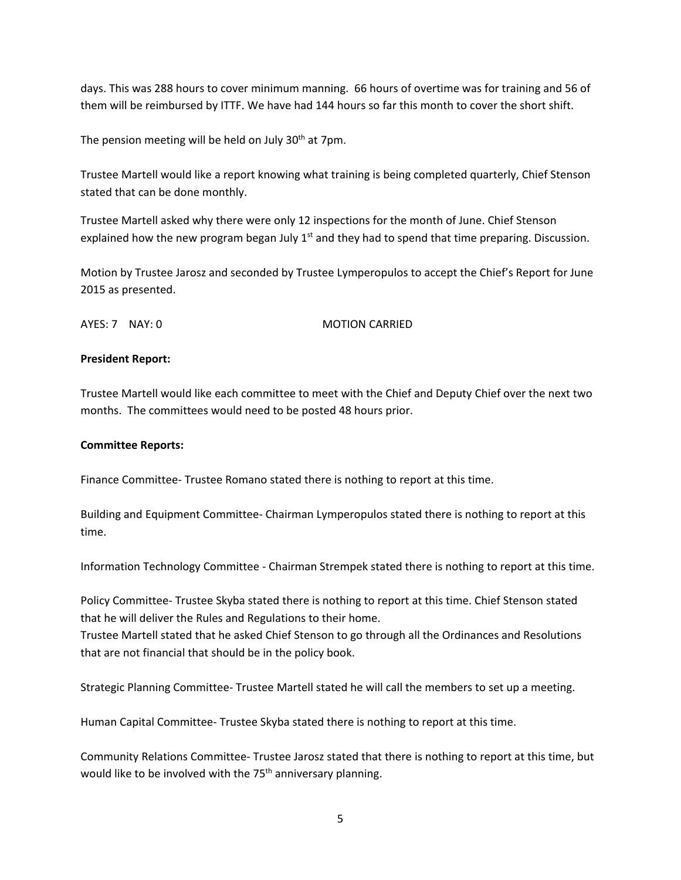days. This was 288 hours to cover minimum manning. 66 hours of overtime was for training and 56 of them will be reimbursed by ITTF. We have had 144 hours so far this month to cover the short shift.

The pension meeting will be held on July 30th at 7pm.

Trustee Martell would like a report knowing what training is being completed quarterly, Chief Stenson stated that can be done monthly.

Trustee Martell asked why there were only 12 inspections for the month of June. Chief Stenson explained how the new program began July 1st and they had to spend that time preparing. Discussion.

Motion by Trustee Jarosz and seconded by Trustee Lymperopulos to accept the Chief's Report for June 2015 as presented.

AYES: 7 NAY: 0 MOTION CARRIED

**President Report:**

Trustee Martell would like each committee to meet with the Chief and Deputy Chief over the next two months. The committees would need to be posted 48 hours prior.

**Committee Reports:**

Finance Committee- Trustee Romano stated there is nothing to report at this time.

Building and Equipment Committee- Chairman Lymperopulos stated there is nothing to report at this time.

Information Technology Committee - Chairman Strempek stated there is nothing to report at this time.

Policy Committee- Trustee Skyba stated there is nothing to report at this time. Chief Stenson stated that he will deliver the Rules and Regulations to their home.
Trustee Martell stated that he asked Chief Stenson to go through all the Ordinances and Resolutions that are not financial that should be in the policy book.

Strategic Planning Committee- Trustee Martell stated he will call the members to set up a meeting.

Human Capital Committee- Trustee Skyba stated there is nothing to report at this time.

Community Relations Committee- Trustee Jarosz stated that there is nothing to report at this time, but would like to be involved with the 75th anniversary planning.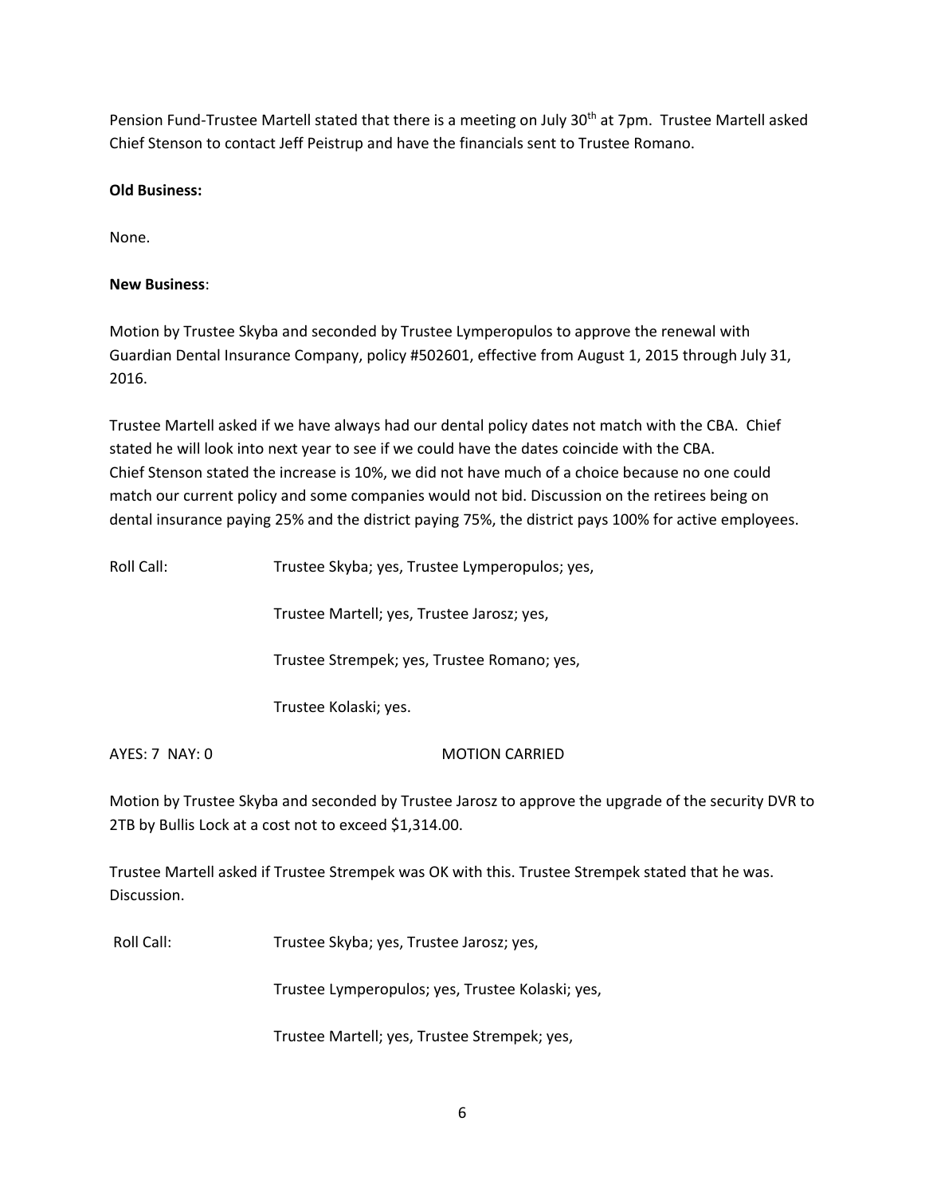Pension Fund-Trustee Martell stated that there is a meeting on July 30th at 7pm. Trustee Martell asked Chief Stenson to contact Jeff Peistrup and have the financials sent to Trustee Romano.

**Old Business:**

None.

**New Business**:

Motion by Trustee Skyba and seconded by Trustee Lymperopulos to approve the renewal with Guardian Dental Insurance Company, policy #502601, effective from August 1, 2015 through July 31, 2016.

Trustee Martell asked if we have always had our dental policy dates not match with the CBA. Chief stated he will look into next year to see if we could have the dates coincide with the CBA. Chief Stenson stated the increase is 10%, we did not have much of a choice because no one could match our current policy and some companies would not bid. Discussion on the retirees being on dental insurance paying 25% and the district paying 75%, the district pays 100% for active employees.

Roll Call: Trustee Skyba; yes, Trustee Lymperopulos; yes,

Trustee Martell; yes, Trustee Jarosz; yes,

Trustee Strempek; yes, Trustee Romano; yes,

Trustee Kolaski; yes.

AYES: 7 NAY: 0 MOTION CARRIED

Motion by Trustee Skyba and seconded by Trustee Jarosz to approve the upgrade of the security DVR to 2TB by Bullis Lock at a cost not to exceed $1,314.00.

Trustee Martell asked if Trustee Strempek was OK with this. Trustee Strempek stated that he was. Discussion.

Roll Call: Trustee Skyba; yes, Trustee Jarosz; yes,

Trustee Lymperopulos; yes, Trustee Kolaski; yes,

Trustee Martell; yes, Trustee Strempek; yes,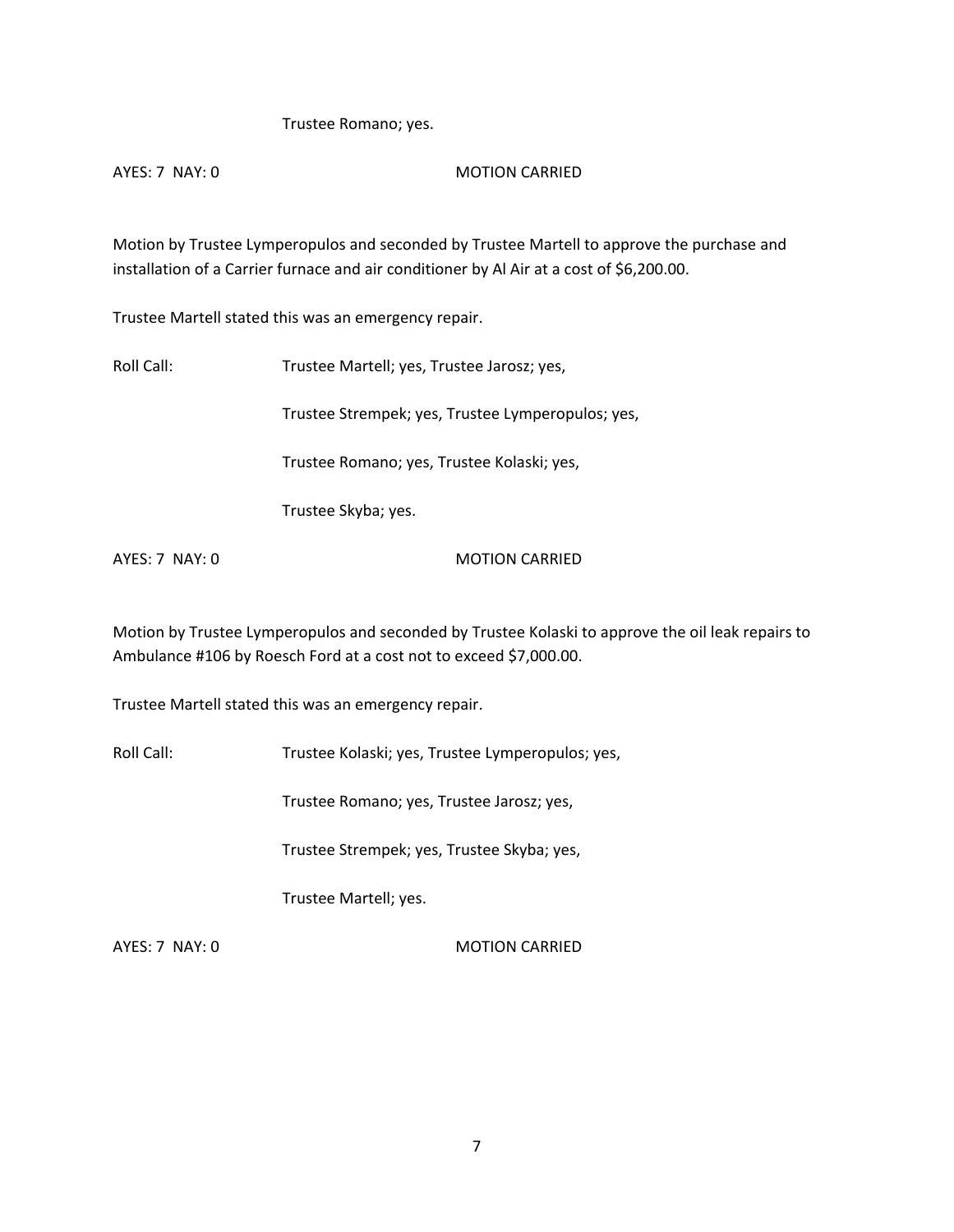Trustee Romano; yes.

AYES: 7 NAY: 0 MOTION CARRIED

Motion by Trustee Lymperopulos and seconded by Trustee Martell to approve the purchase and installation of a Carrier furnace and air conditioner by Al Air at a cost of $6,200.00.

Trustee Martell stated this was an emergency repair.

Roll Call: Trustee Martell; yes, Trustee Jarosz; yes,

Trustee Strempek; yes, Trustee Lymperopulos; yes,

Trustee Romano; yes, Trustee Kolaski; yes,

Trustee Skyba; yes.

AYES: 7 NAY: 0 MOTION CARRIED

Motion by Trustee Lymperopulos and seconded by Trustee Kolaski to approve the oil leak repairs to Ambulance #106 by Roesch Ford at a cost not to exceed $7,000.00.

Trustee Martell stated this was an emergency repair.

Roll Call: Trustee Kolaski; yes, Trustee Lymperopulos; yes,

Trustee Romano; yes, Trustee Jarosz; yes,

Trustee Strempek; yes, Trustee Skyba; yes,

Trustee Martell; yes.

AYES: 7 NAY: 0 MOTION CARRIED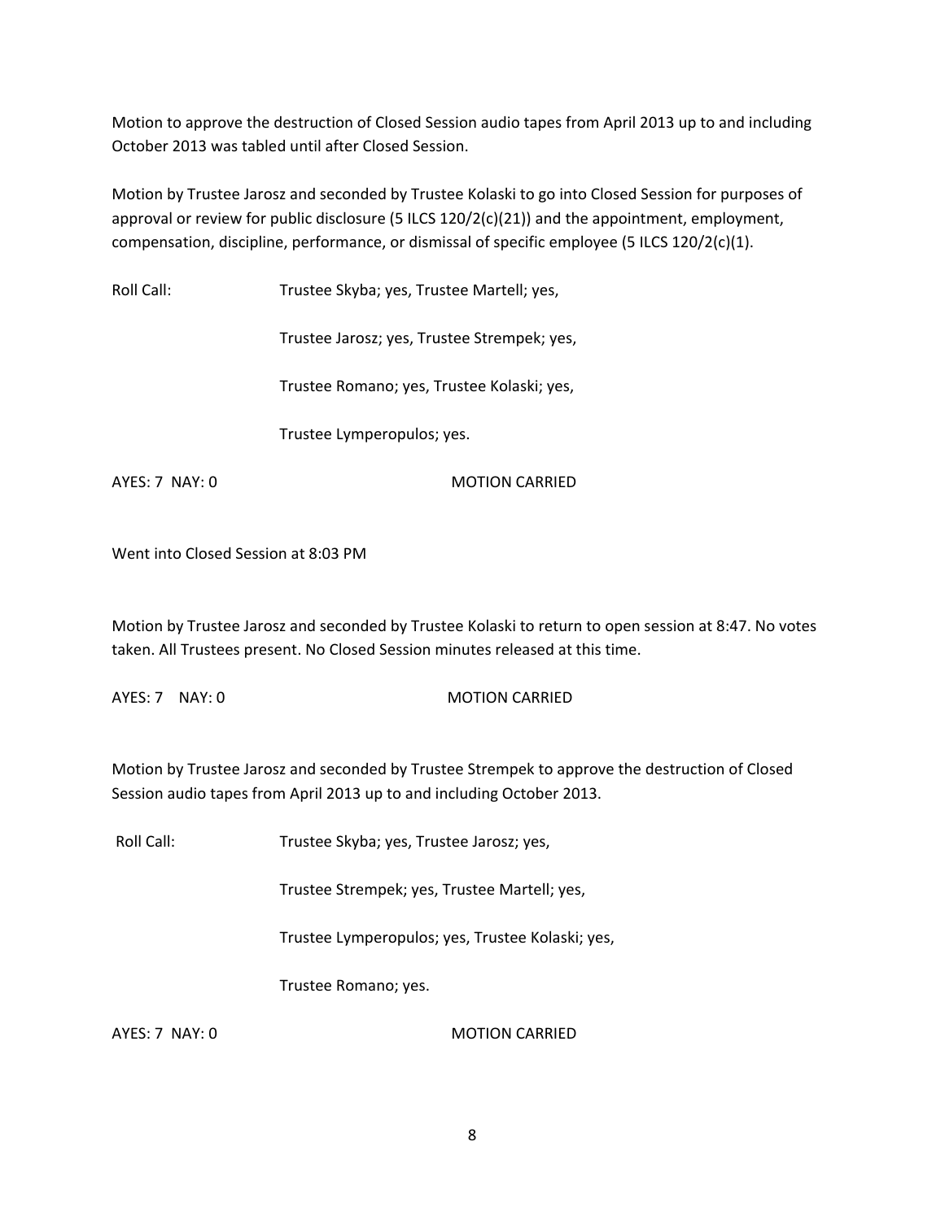Motion to approve the destruction of Closed Session audio tapes from April 2013 up to and including October 2013 was tabled until after Closed Session.

Motion by Trustee Jarosz and seconded by Trustee Kolaski to go into Closed Session for purposes of approval or review for public disclosure (5 ILCS 120/2(c)(21)) and the appointment, employment, compensation, discipline, performance, or dismissal of specific employee (5 ILCS 120/2(c)(1).

Roll Call: Trustee Skyba; yes, Trustee Martell; yes,

Trustee Jarosz; yes, Trustee Strempek; yes,

Trustee Romano; yes, Trustee Kolaski; yes,

Trustee Lymperopulos; yes.

AYES: 7 NAY: 0 MOTION CARRIED

Went into Closed Session at 8:03 PM

Motion by Trustee Jarosz and seconded by Trustee Kolaski to return to open session at 8:47. No votes taken. All Trustees present. No Closed Session minutes released at this time.

AYES: 7 NAY: 0 MOTION CARRIED

Motion by Trustee Jarosz and seconded by Trustee Strempek to approve the destruction of Closed Session audio tapes from April 2013 up to and including October 2013.

Roll Call: Trustee Skyba; yes, Trustee Jarosz; yes,

Trustee Strempek; yes, Trustee Martell; yes,

Trustee Lymperopulos; yes, Trustee Kolaski; yes,

Trustee Romano; yes.

AYES: 7 NAY: 0 MOTION CARRIED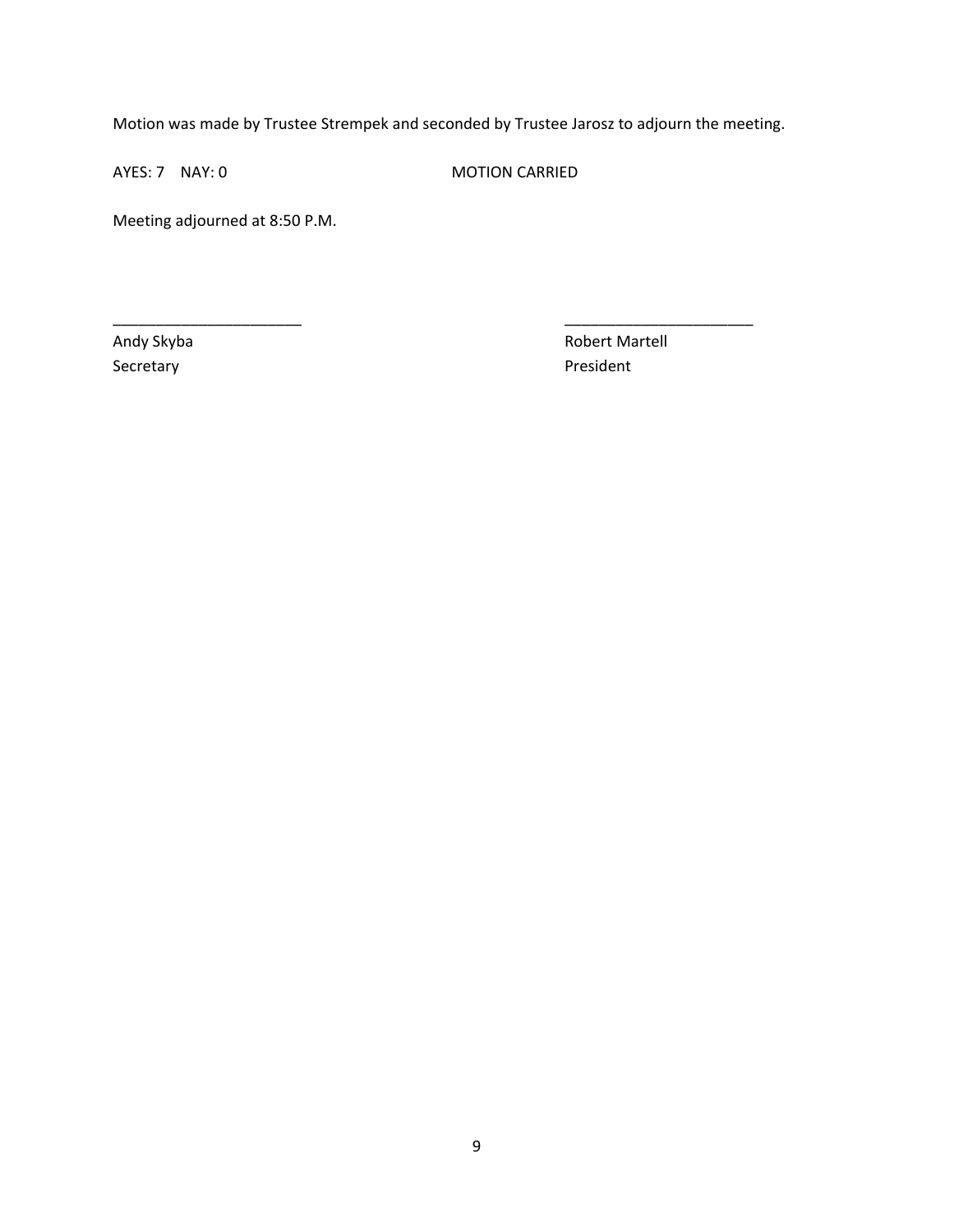Motion was made by Trustee Strempek and seconded by Trustee Jarosz to adjourn the meeting.

AYES: 7 NAY: 0 MOTION CARRIED

Meeting adjourned at 8:50 P.M.

| | |
|---|---|
| ______________________ | ______________________ |
| Andy Skyba | Robert Martell |
| Secretary | President |